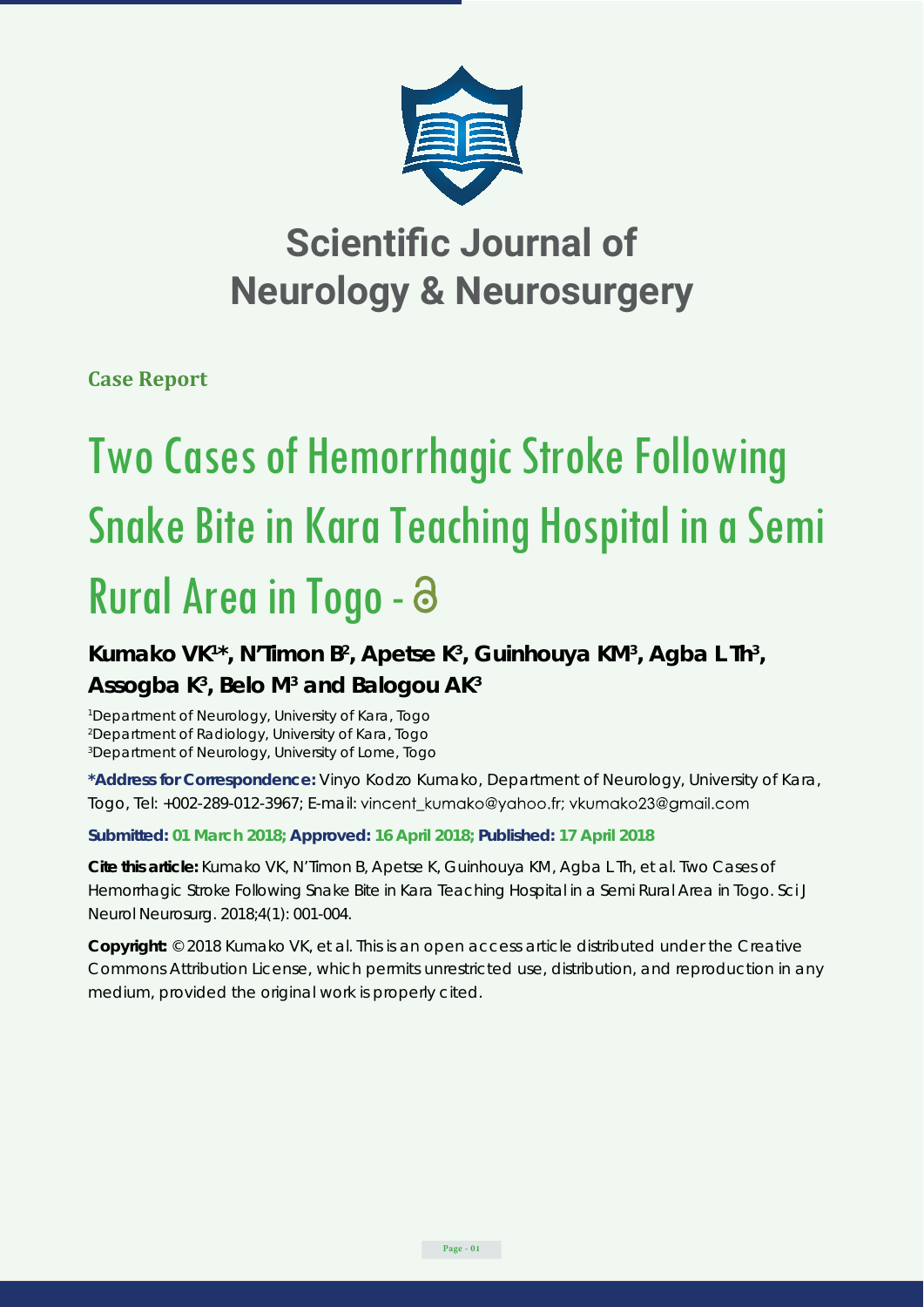# Scientific Journal of Neurology & Neurosurgery

**Case Report**

# Two Cases of Hemorrhagic Stroke Following Snake Bite in Kara Teaching Hospital in a Semi Rural Area in Togo

**Kumako VK[1]*, N'Timon B[2], Apetse K[3], Guinhouya KM[3], Agba L Th[3], Assogba K[3], Belo M[3] and Balogou AK[3]**

[1]Department of Neurology, University of Kara, Togo
[2]Department of Radiology, University of Kara, Togo
[3]Department of Neurology, University of Lome, Togo

**\*Address for Correspondence:** Vinyo Kodzo Kumako, Department of Neurology, University of Kara, Togo, Tel: +002-289-012-3967; E-mail: vincent_kumako@yahoo.fr; vkumako23@gmail.com

**Submitted: 01 March 2018; Approved: 16 April 2018; Published: 17 April 2018**

**Cite this article:** Kumako VK, N'Timon B, Apetse K, Guinhouya KM, Agba L Th, et al. Two Cases of Hemorrhagic Stroke Following Snake Bite in Kara Teaching Hospital in a Semi Rural Area in Togo. Sci J Neurol Neurosurg. 2018;4(1): 001-004.

**Copyright:** © 2018 Kumako VK, et al. This is an open access article distributed under the Creative Commons Attribution License, which permits unrestricted use, distribution, and reproduction in any medium, provided the original work is properly cited.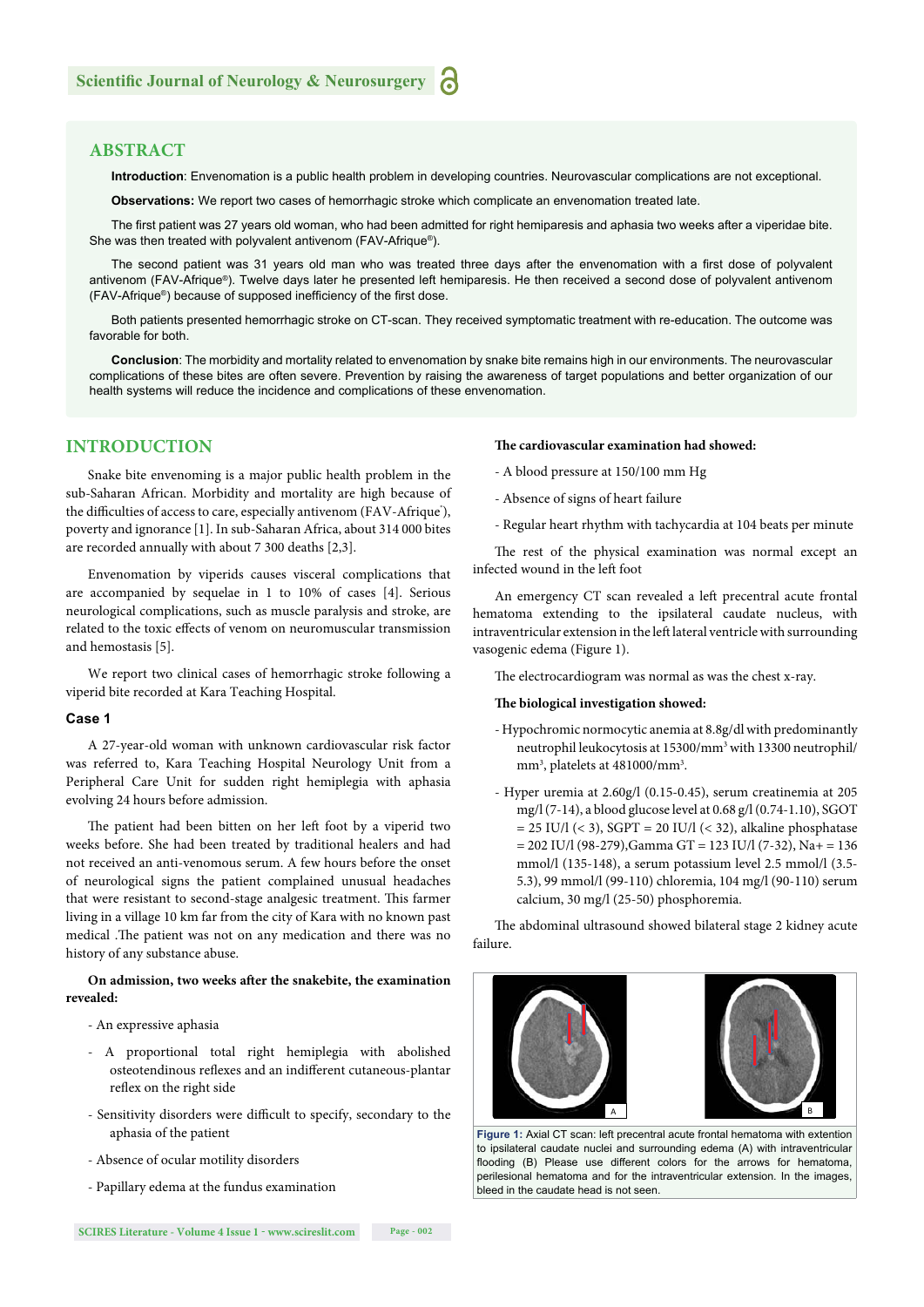## ABSTRACT

**Introduction**: Envenomation is a public health problem in developing countries. Neurovascular complications are not exceptional.

**Observations:** We report two cases of hemorrhagic stroke which complicate an envenomation treated late.

The first patient was 27 years old woman, who had been admitted for right hemiparesis and aphasia two weeks after a viperidae bite. She was then treated with polyvalent antivenom (FAV-Afrique®).

The second patient was 31 years old man who was treated three days after the envenomation with a first dose of polyvalent antivenom (FAV-Afrique®). Twelve days later he presented left hemiparesis. He then received a second dose of polyvalent antivenom (FAV-Afrique®) because of supposed inefficiency of the first dose.

Both patients presented hemorrhagic stroke on CT-scan. They received symptomatic treatment with re-education. The outcome was favorable for both.

**Conclusion**: The morbidity and mortality related to envenomation by snake bite remains high in our environments. The neurovascular complications of these bites are often severe. Prevention by raising the awareness of target populations and better organization of our health systems will reduce the incidence and complications of these envenomation.

## INTRODUCTION

Snake bite envenoming is a major public health problem in the sub-Saharan African. Morbidity and mortality are high because of the difficulties of access to care, especially antivenom (FAV-Afrique®), poverty and ignorance [1]. In sub-Saharan Africa, about 314 000 bites are recorded annually with about 7 300 deaths [2,3].

Envenomation by viperids causes visceral complications that are accompanied by sequelae in 1 to 10% of cases [4]. Serious neurological complications, such as muscle paralysis and stroke, are related to the toxic effects of venom on neuromuscular transmission and hemostasis [5].

We report two clinical cases of hemorrhagic stroke following a viperid bite recorded at Kara Teaching Hospital.

### Case 1

A 27-year-old woman with unknown cardiovascular risk factor was referred to, Kara Teaching Hospital Neurology Unit from a Peripheral Care Unit for sudden right hemiplegia with aphasia evolving 24 hours before admission.

The patient had been bitten on her left foot by a viperid two weeks before. She had been treated by traditional healers and had not received an anti-venomous serum. A few hours before the onset of neurological signs the patient complained unusual headaches that were resistant to second-stage analgesic treatment. This farmer living in a village 10 km far from the city of Kara with no known past medical .The patient was not on any medication and there was no history of any substance abuse.

**On admission, two weeks after the snakebite, the examination revealed:**

- An expressive aphasia
- A proportional total right hemiplegia with abolished osteotendinous reflexes and an indifferent cutaneous-plantar reflex on the right side
- Sensitivity disorders were difficult to specify, secondary to the aphasia of the patient
- Absence of ocular motility disorders
- Papillary edema at the fundus examination

**The cardiovascular examination had showed:**

- A blood pressure at 150/100 mm Hg
- Absence of signs of heart failure
- Regular heart rhythm with tachycardia at 104 beats per minute

The rest of the physical examination was normal except an infected wound in the left foot

An emergency CT scan revealed a left precentral acute frontal hematoma extending to the ipsilateral caudate nucleus, with intraventricular extension in the left lateral ventricle with surrounding vasogenic edema (Figure 1).

The electrocardiogram was normal as was the chest x-ray.

**The biological investigation showed:**

- Hypochromic normocytic anemia at 8.8g/dl with predominantly neutrophil leukocytosis at 15300/mm$^3$ with 13300 neutrophil/mm$^3$, platelets at 481000/mm$^3$.
- Hyper uremia at 2.60g/l (0.15-0.45), serum creatinemia at 205 mg/l (7-14), a blood glucose level at 0.68 g/l (0.74-1.10), SGOT = 25 IU/l (< 3), SGPT = 20 IU/l (< 32), alkaline phosphatase = 202 IU/l (98-279),Gamma GT = 123 IU/l (7-32), Na+ = 136 mmol/l (135-148), a serum potassium level 2.5 mmol/l (3.5-5.3), 99 mmol/l (99-110) chloremia, 104 mg/l (90-110) serum calcium, 30 mg/l (25-50) phosphoremia.

The abdominal ultrasound showed bilateral stage 2 kidney acute failure.

**Figure 1:** Axial CT scan: left precentral acute frontal hematoma with extention to ipsilateral caudate nuclei and surrounding edema (A) with intraventricular flooding (B) Please use different colors for the arrows for hematoma, perilesional hematoma and for the intraventricular extension. In the images, bleed in the caudate head is not seen.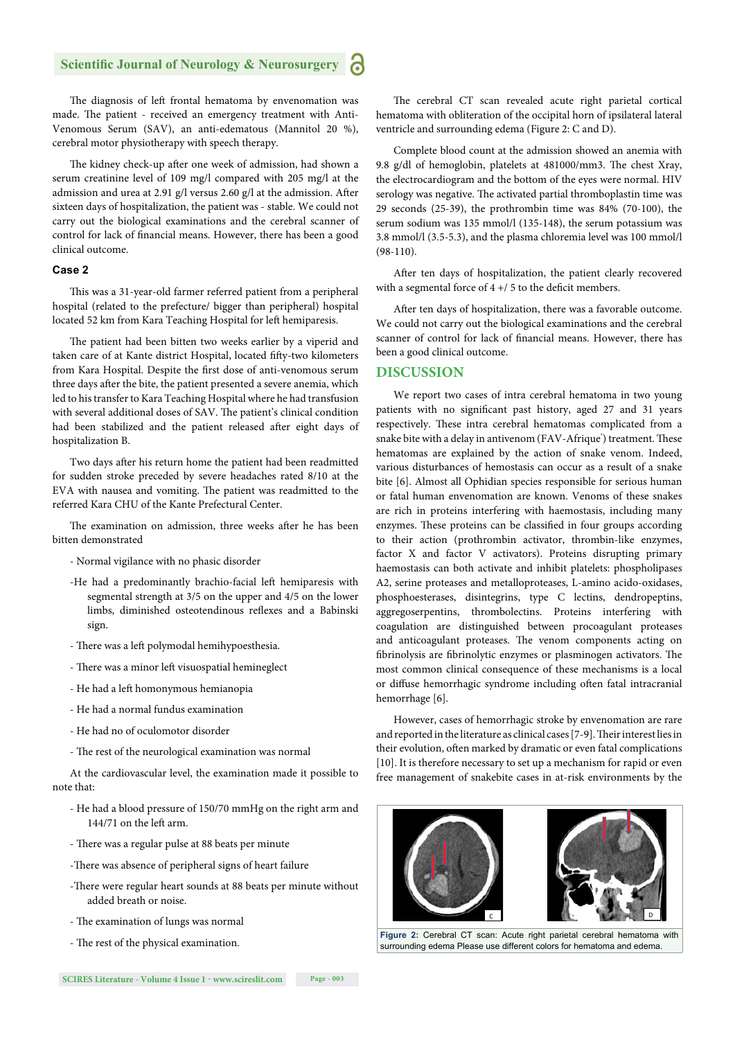The diagnosis of left frontal hematoma by envenomation was made. The patient - received an emergency treatment with Anti-Venomous Serum (SAV), an anti-edematous (Mannitol 20 %), cerebral motor physiotherapy with speech therapy.

The kidney check-up after one week of admission, had shown a serum creatinine level of 109 mg/l compared with 205 mg/l at the admission and urea at 2.91 g/l versus 2.60 g/l at the admission. After sixteen days of hospitalization, the patient was - stable. We could not carry out the biological examinations and the cerebral scanner of control for lack of financial means. However, there has been a good clinical outcome.

### Case 2

This was a 31-year-old farmer referred patient from a peripheral hospital (related to the prefecture/ bigger than peripheral) hospital located 52 km from Kara Teaching Hospital for left hemiparesis.

The patient had been bitten two weeks earlier by a viperid and taken care of at Kante district Hospital, located fifty-two kilometers from Kara Hospital. Despite the first dose of anti-venomous serum three days after the bite, the patient presented a severe anemia, which led to his transfer to Kara Teaching Hospital where he had transfusion with several additional doses of SAV. The patient's clinical condition had been stabilized and the patient released after eight days of hospitalization B.

Two days after his return home the patient had been readmitted for sudden stroke preceded by severe headaches rated 8/10 at the EVA with nausea and vomiting. The patient was readmitted to the referred Kara CHU of the Kante Prefectural Center.

The examination on admission, three weeks after he has been bitten demonstrated

- Normal vigilance with no phasic disorder
- He had a predominantly brachio-facial left hemiparesis with segmental strength at 3/5 on the upper and 4/5 on the lower limbs, diminished osteotendinous reflexes and a Babinski sign.
- There was a left polymodal hemihypoesthesia.
- There was a minor left visuospatial hemineglect
- He had a left homonymous hemianopia
- He had a normal fundus examination
- He had no of oculomotor disorder
- The rest of the neurological examination was normal

At the cardiovascular level, the examination made it possible to note that:

- He had a blood pressure of 150/70 mmHg on the right arm and 144/71 on the left arm.
- There was a regular pulse at 88 beats per minute
- There was absence of peripheral signs of heart failure
- There were regular heart sounds at 88 beats per minute without added breath or noise.
- The examination of lungs was normal
- The rest of the physical examination.

The cerebral CT scan revealed acute right parietal cortical hematoma with obliteration of the occipital horn of ipsilateral lateral ventricle and surrounding edema (Figure 2: C and D).

Complete blood count at the admission showed an anemia with 9.8 g/dl of hemoglobin, platelets at 481000/mm3. The chest Xray, the electrocardiogram and the bottom of the eyes were normal. HIV serology was negative. The activated partial thromboplastin time was 29 seconds (25-39), the prothrombin time was 84% (70-100), the serum sodium was 135 mmol/l (135-148), the serum potassium was 3.8 mmol/l (3.5-5.3), and the plasma chloremia level was 100 mmol/l (98-110).

After ten days of hospitalization, the patient clearly recovered with a segmental force of 4 +/ 5 to the deficit members.

After ten days of hospitalization, there was a favorable outcome. We could not carry out the biological examinations and the cerebral scanner of control for lack of financial means. However, there has been a good clinical outcome.

## DISCUSSION

We report two cases of intra cerebral hematoma in two young patients with no significant past history, aged 27 and 31 years respectively. These intra cerebral hematomas complicated from a snake bite with a delay in antivenom (FAV-Afrique®) treatment. These hematomas are explained by the action of snake venom. Indeed, various disturbances of hemostasis can occur as a result of a snake bite [6]. Almost all Ophidian species responsible for serious human or fatal human envenomation are known. Venoms of these snakes are rich in proteins interfering with haemostasis, including many enzymes. These proteins can be classified in four groups according to their action (prothrombin activator, thrombin-like enzymes, factor X and factor V activators). Proteins disrupting primary haemostasis can both activate and inhibit platelets: phospholipases A2, serine proteases and metalloproteases, L-amino acido-oxidases, phosphoesterases, disintegrins, type C lectins, dendropeptins, aggregoserpentins, thrombolectins. Proteins interfering with coagulation are distinguished between procoagulant proteases and anticoagulant proteases. The venom components acting on fibrinolysis are fibrinolytic enzymes or plasminogen activators. The most common clinical consequence of these mechanisms is a local or diffuse hemorrhagic syndrome including often fatal intracranial hemorrhage [6].

However, cases of hemorrhagic stroke by envenomation are rare and reported in the literature as clinical cases [7-9]. Their interest lies in their evolution, often marked by dramatic or even fatal complications [10]. It is therefore necessary to set up a mechanism for rapid or even free management of snakebite cases in at-risk environments by the

**Figure 2:** Cerebral CT scan: Acute right parietal cerebral hematoma with surrounding edema Please use different colors for hematoma and edema.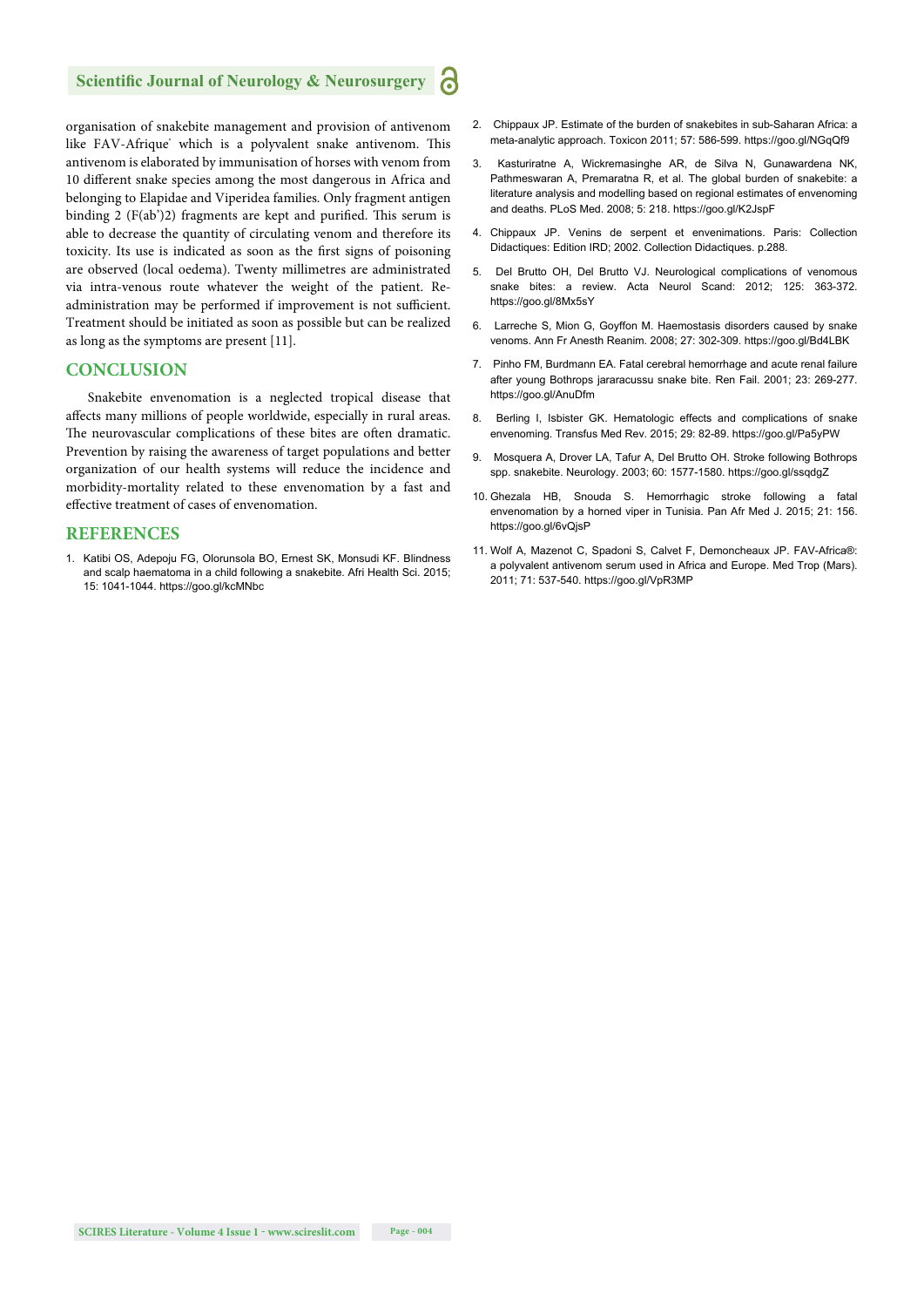organisation of snakebite management and provision of antivenom like FAV-Afrique[®] which is a polyvalent snake antivenom. This antivenom is elaborated by immunisation of horses with venom from 10 different snake species among the most dangerous in Africa and belonging to Elapidae and Viperidea families. Only fragment antigen binding 2 (F(ab')2) fragments are kept and purified. This serum is able to decrease the quantity of circulating venom and therefore its toxicity. Its use is indicated as soon as the first signs of poisoning are observed (local oedema). Twenty millimetres are administrated via intra-venous route whatever the weight of the patient. Re-administration may be performed if improvement is not sufficient. Treatment should be initiated as soon as possible but can be realized as long as the symptoms are present [11].

## CONCLUSION

Snakebite envenomation is a neglected tropical disease that affects many millions of people worldwide, especially in rural areas. The neurovascular complications of these bites are often dramatic. Prevention by raising the awareness of target populations and better organization of our health systems will reduce the incidence and morbidity-mortality related to these envenomation by a fast and effective treatment of cases of envenomation.

## REFERENCES

1. Katibi OS, Adepoju FG, Olorunsola BO, Ernest SK, Monsudi KF. Blindness and scalp haematoma in a child following a snakebite. Afri Health Sci. 2015; 15: 1041-1044. https://goo.gl/kcMNbc
2. Chippaux JP. Estimate of the burden of snakebites in sub-Saharan Africa: a meta-analytic approach. Toxicon 2011; 57: 586-599. https://goo.gl/NGqQf9
3. Kasturiratne A, Wickremasinghe AR, de Silva N, Gunawardena NK, Pathmeswaran A, Premaratna R, et al. The global burden of snakebite: a literature analysis and modelling based on regional estimates of envenoming and deaths. PLoS Med. 2008; 5: 218. https://goo.gl/K2JspF
4. Chippaux JP. Venins de serpent et envenimations. Paris: Collection Didactiques: Edition IRD; 2002. Collection Didactiques. p.288.
5. Del Brutto OH, Del Brutto VJ. Neurological complications of venomous snake bites: a review. Acta Neurol Scand: 2012; 125: 363-372. https://goo.gl/8Mx5sY
6. Larreche S, Mion G, Goyffon M. Haemostasis disorders caused by snake venoms. Ann Fr Anesth Reanim. 2008; 27: 302-309. https://goo.gl/Bd4LBK
7. Pinho FM, Burdmann EA. Fatal cerebral hemorrhage and acute renal failure after young Bothrops jararacussu snake bite. Ren Fail. 2001; 23: 269-277. https://goo.gl/AnuDfm
8. Berling I, Isbister GK. Hematologic effects and complications of snake envenoming. Transfus Med Rev. 2015; 29: 82-89. https://goo.gl/Pa5yPW
9. Mosquera A, Drover LA, Tafur A, Del Brutto OH. Stroke following Bothrops spp. snakebite. Neurology. 2003; 60: 1577-1580. https://goo.gl/ssqdgZ
10. Ghezala HB, Snouda S. Hemorrhagic stroke following a fatal envenomation by a horned viper in Tunisia. Pan Afr Med J. 2015; 21: 156. https://goo.gl/6vQjsP
11. Wolf A, Mazenot C, Spadoni S, Calvet F, Demoncheaux JP. FAV-Africa®: a polyvalent antivenom serum used in Africa and Europe. Med Trop (Mars). 2011; 71: 537-540. https://goo.gl/VpR3MP